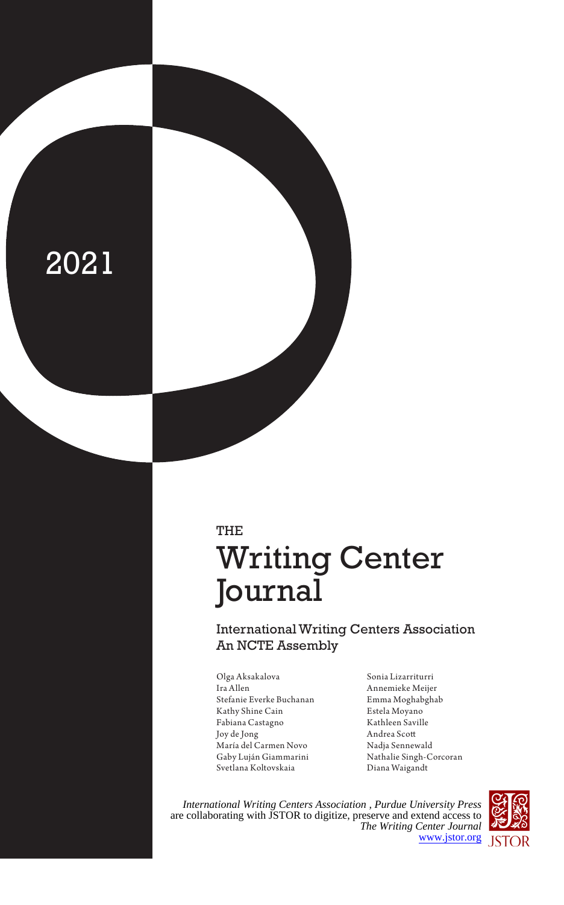2021

THE

# Writing Center Journal

## International Writing Centers Association
## An NCTE Assembly

Olga Aksakalova
Ira Allen
Stefanie Everke Buchanan
Kathy Shine Cain
Fabiana Castagno
Joy de Jong
María del Carmen Novo
Gaby Luján Giammarini
Svetlana Koltovskaia
Sonia Lizarriturri
Annemieke Meijer
Emma Moghabghab
Estela Moyano
Kathleen Saville
Andrea Scott
Nadja Sennewald
Nathalie Singh-Corcoran
Diana Waigandt

*International Writing Centers Association , Purdue University Press* are collaborating with JSTOR to digitize, preserve and extend access to *The Writing Center Journal*
www.jstor.org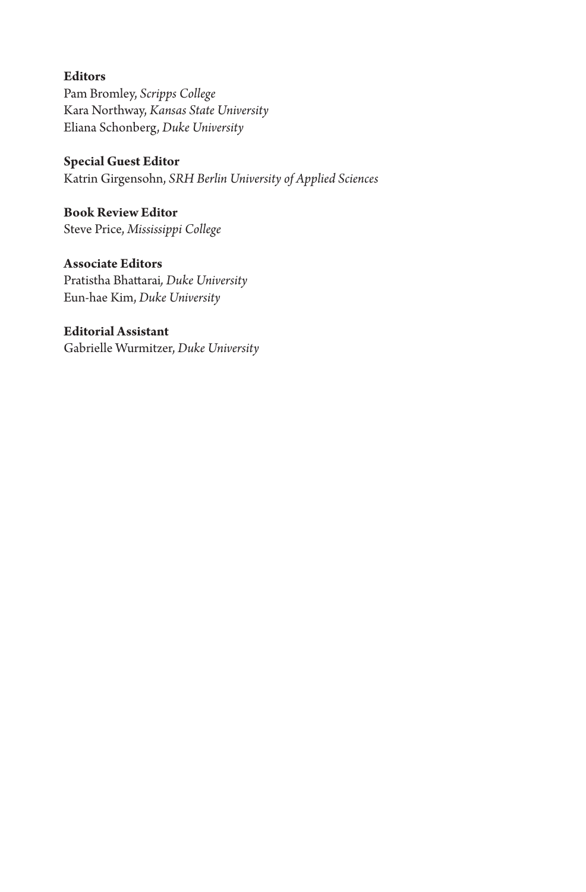**Editors**
Pam Bromley, *Scripps College*
Kara Northway, *Kansas State University*
Eliana Schonberg, *Duke University*

**Special Guest Editor**
Katrin Girgensohn, *SRH Berlin University of Applied Sciences*

**Book Review Editor**
Steve Price, *Mississippi College*

**Associate Editors**
Pratistha Bhattarai*, Duke University*
Eun-hae Kim, *Duke University*

**Editorial Assistant**
Gabrielle Wurmitzer, *Duke University*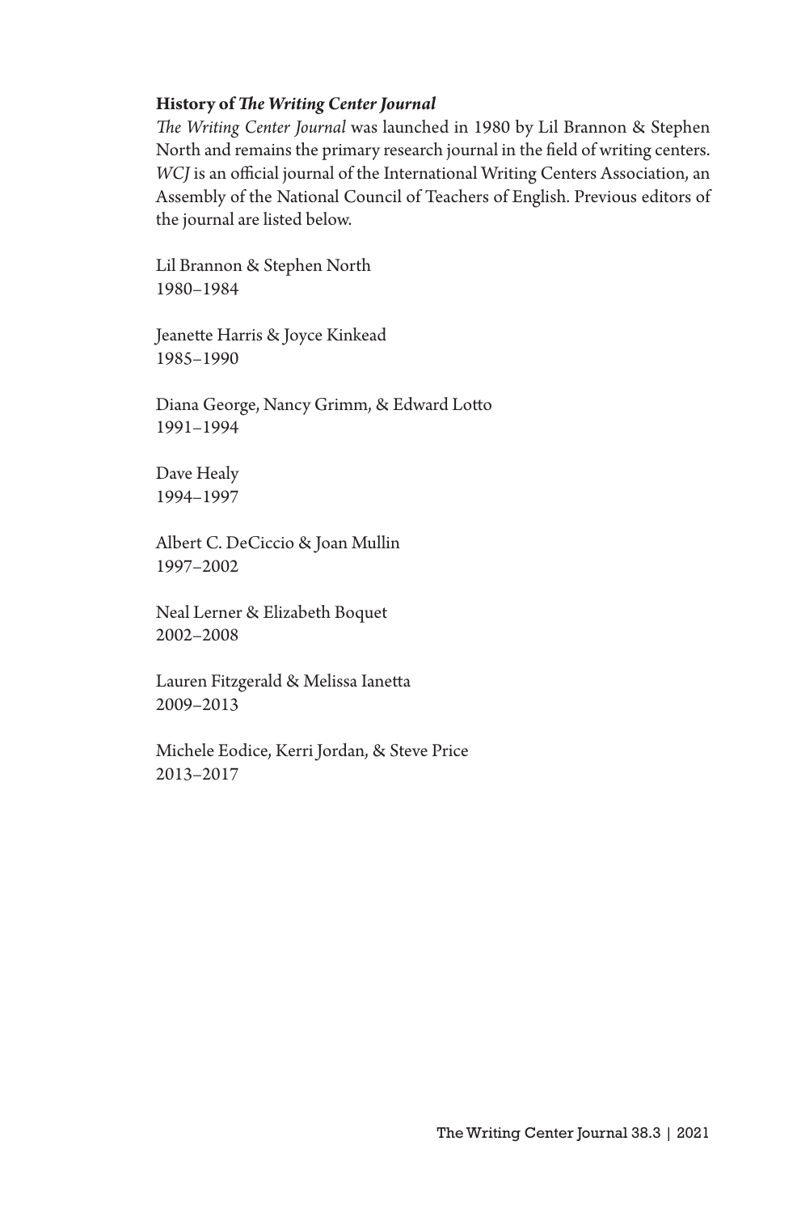**History of *The Writing Center Journal***

*The Writing Center Journal* was launched in 1980 by Lil Brannon & Stephen North and remains the primary research journal in the field of writing centers. *WCJ* is an official journal of the International Writing Centers Association, an Assembly of the National Council of Teachers of English. Previous editors of the journal are listed below.

Lil Brannon & Stephen North
1980–1984

Jeanette Harris & Joyce Kinkead
1985–1990

Diana George, Nancy Grimm, & Edward Lotto
1991–1994

Dave Healy
1994–1997

Albert C. DeCiccio & Joan Mullin
1997–2002

Neal Lerner & Elizabeth Boquet
2002–2008

Lauren Fitzgerald & Melissa Ianetta
2009–2013

Michele Eodice, Kerri Jordan, & Steve Price
2013–2017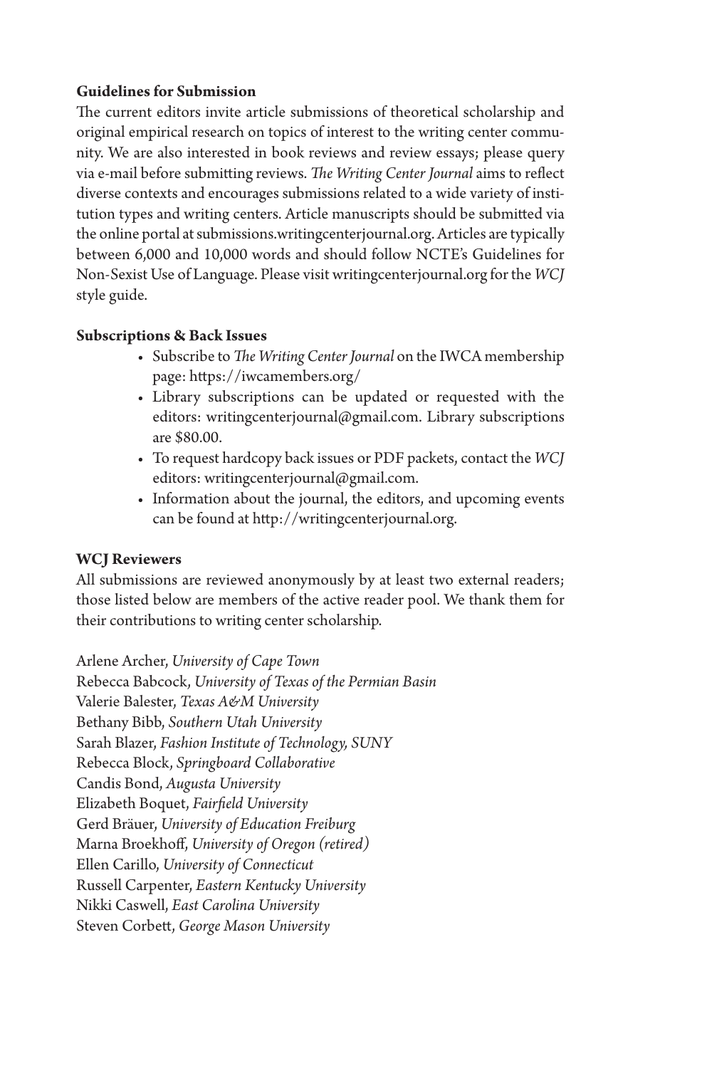### Guidelines for Submission

The current editors invite article submissions of theoretical scholarship and original empirical research on topics of interest to the writing center community. We are also interested in book reviews and review essays; please query via e-mail before submitting reviews. *The Writing Center Journal* aims to reflect diverse contexts and encourages submissions related to a wide variety of institution types and writing centers. Article manuscripts should be submitted via the online portal at submissions.writingcenterjournal.org. Articles are typically between 6,000 and 10,000 words and should follow NCTE's Guidelines for Non-Sexist Use of Language. Please visit writingcenterjournal.org for the *WCJ* style guide.

### Subscriptions & Back Issues

- Subscribe to *The Writing Center Journal* on the IWCA membership page: https://iwcamembers.org/
- Library subscriptions can be updated or requested with the editors: writingcenterjournal@gmail.com. Library subscriptions are $80.00.
- To request hardcopy back issues or PDF packets, contact the *WCJ* editors: writingcenterjournal@gmail.com.
- Information about the journal, the editors, and upcoming events can be found at http://writingcenterjournal.org.

### WCJ Reviewers

All submissions are reviewed anonymously by at least two external readers; those listed below are members of the active reader pool. We thank them for their contributions to writing center scholarship.

Arlene Archer, *University of Cape Town*  
Rebecca Babcock, *University of Texas of the Permian Basin*  
Valerie Balester, *Texas A&M University*  
Bethany Bibb, *Southern Utah University*  
Sarah Blazer, *Fashion Institute of Technology, SUNY*  
Rebecca Block, *Springboard Collaborative*  
Candis Bond, *Augusta University*  
Elizabeth Boquet, *Fairfield University*  
Gerd Bräuer, *University of Education Freiburg*  
Marna Broekhoff, *University of Oregon (retired)*  
Ellen Carillo, *University of Connecticut*  
Russell Carpenter, *Eastern Kentucky University*  
Nikki Caswell, *East Carolina University*  
Steven Corbett, *George Mason University*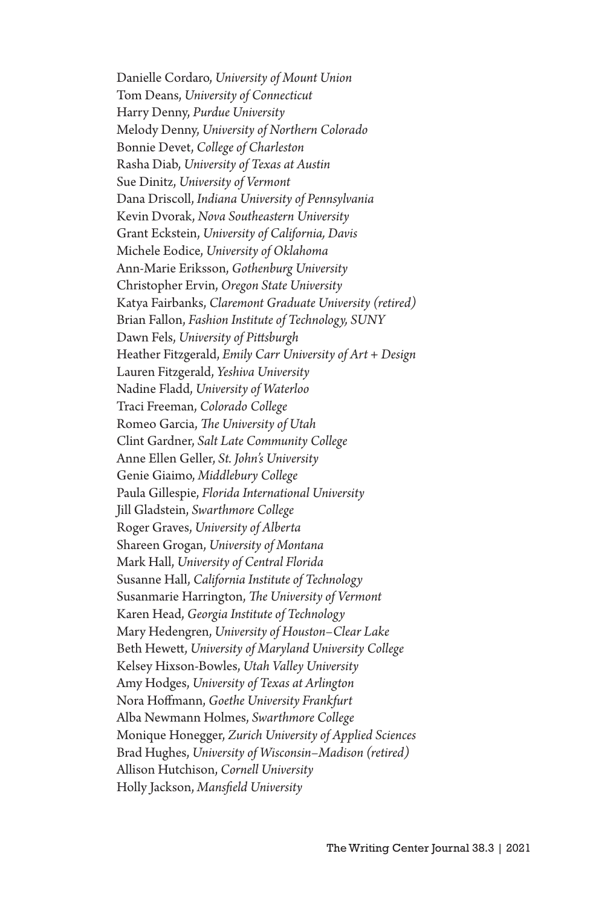Danielle Cordaro, *University of Mount Union*  
Tom Deans, *University of Connecticut*  
Harry Denny, *Purdue University*  
Melody Denny, *University of Northern Colorado*  
Bonnie Devet, *College of Charleston*  
Rasha Diab, *University of Texas at Austin*  
Sue Dinitz, *University of Vermont*  
Dana Driscoll, *Indiana University of Pennsylvania*  
Kevin Dvorak, *Nova Southeastern University*  
Grant Eckstein, *University of California, Davis*  
Michele Eodice, *University of Oklahoma*  
Ann-Marie Eriksson, *Gothenburg University*  
Christopher Ervin, *Oregon State University*  
Katya Fairbanks, *Claremont Graduate University (retired)*  
Brian Fallon, *Fashion Institute of Technology, SUNY*  
Dawn Fels, *University of Pittsburgh*  
Heather Fitzgerald, *Emily Carr University of Art + Design*  
Lauren Fitzgerald, *Yeshiva University*  
Nadine Fladd, *University of Waterloo*  
Traci Freeman, *Colorado College*  
Romeo Garcia, *The University of Utah*  
Clint Gardner, *Salt Late Community College*  
Anne Ellen Geller, *St. John's University*  
Genie Giaimo, *Middlebury College*  
Paula Gillespie, *Florida International University*  
Jill Gladstein, *Swarthmore College*  
Roger Graves, *University of Alberta*  
Shareen Grogan, *University of Montana*  
Mark Hall, *University of Central Florida*  
Susanne Hall, *California Institute of Technology*  
Susanmarie Harrington, *The University of Vermont*  
Karen Head, *Georgia Institute of Technology*  
Mary Hedengren, *University of Houston–Clear Lake*  
Beth Hewett, *University of Maryland University College*  
Kelsey Hixson-Bowles, *Utah Valley University*  
Amy Hodges, *University of Texas at Arlington*  
Nora Hoffmann, *Goethe University Frankfurt*  
Alba Newmann Holmes, *Swarthmore College*  
Monique Honegger, *Zurich University of Applied Sciences*  
Brad Hughes, *University of Wisconsin–Madison (retired)*  
Allison Hutchison, *Cornell University*  
Holly Jackson, *Mansfield University*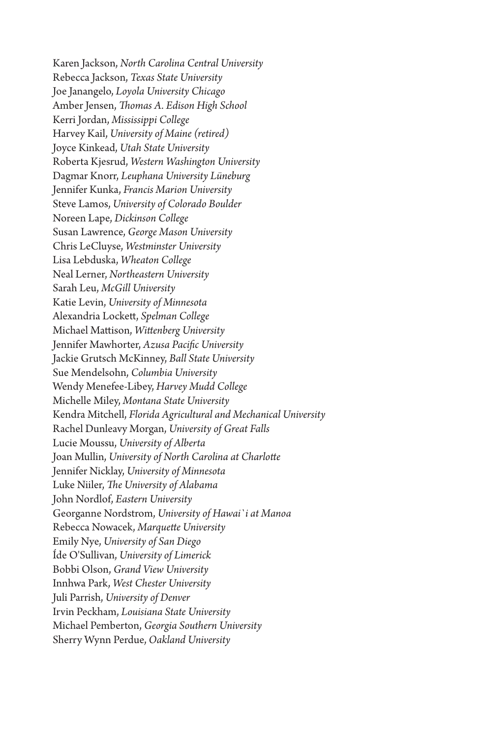Karen Jackson, *North Carolina Central University*
Rebecca Jackson, *Texas State University*
Joe Janangelo, *Loyola University Chicago*
Amber Jensen, *Thomas A. Edison High School*
Kerri Jordan, *Mississippi College*
Harvey Kail, *University of Maine (retired)*
Joyce Kinkead, *Utah State University*
Roberta Kjesrud, *Western Washington University*
Dagmar Knorr, *Leuphana University Lüneburg*
Jennifer Kunka, *Francis Marion University*
Steve Lamos, *University of Colorado Boulder*
Noreen Lape, *Dickinson College*
Susan Lawrence, *George Mason University*
Chris LeCluyse, *Westminster University*
Lisa Lebduska, *Wheaton College*
Neal Lerner, *Northeastern University*
Sarah Leu, *McGill University*
Katie Levin, *University of Minnesota*
Alexandria Lockett, *Spelman College*
Michael Mattison, *Wittenberg University*
Jennifer Mawhorter, *Azusa Pacific University*
Jackie Grutsch McKinney, *Ball State University*
Sue Mendelsohn, *Columbia University*
Wendy Menefee-Libey, *Harvey Mudd College*
Michelle Miley, *Montana State University*
Kendra Mitchell, *Florida Agricultural and Mechanical University*
Rachel Dunleavy Morgan, *University of Great Falls*
Lucie Moussu, *University of Alberta*
Joan Mullin, *University of North Carolina at Charlotte*
Jennifer Nicklay, *University of Minnesota*
Luke Niiler, *The University of Alabama*
John Nordlof, *Eastern University*
Georganne Nordstrom, *University of Hawai`i at Manoa*
Rebecca Nowacek, *Marquette University*
Emily Nye, *University of San Diego*
Íde O'Sullivan, *University of Limerick*
Bobbi Olson, *Grand View University*
Innhwa Park, *West Chester University*
Juli Parrish, *University of Denver*
Irvin Peckham, *Louisiana State University*
Michael Pemberton, *Georgia Southern University*
Sherry Wynn Perdue, *Oakland University*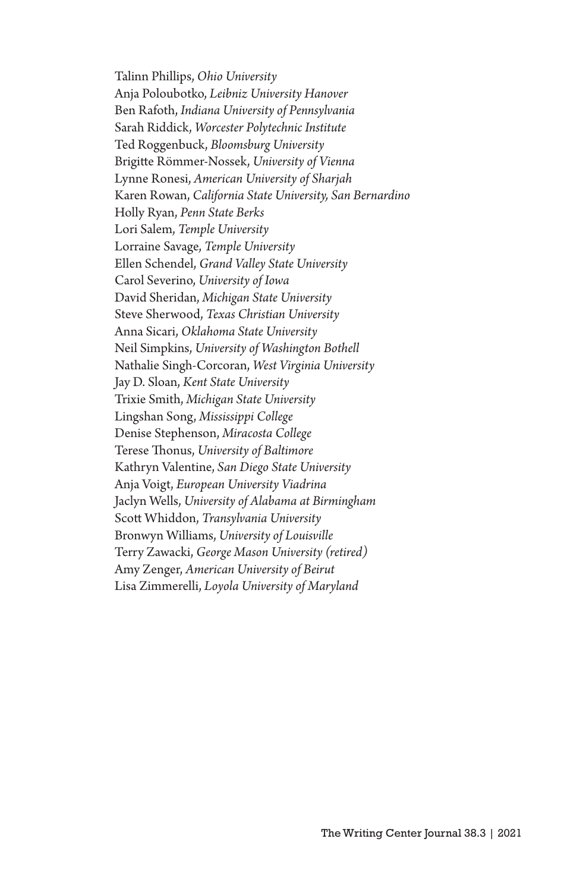Talinn Phillips, *Ohio University*
Anja Poloubotko, *Leibniz University Hanover*
Ben Rafoth, *Indiana University of Pennsylvania*
Sarah Riddick, *Worcester Polytechnic Institute*
Ted Roggenbuck, *Bloomsburg University*
Brigitte Römmer-Nossek, *University of Vienna*
Lynne Ronesi, *American University of Sharjah*
Karen Rowan, *California State University, San Bernardino*
Holly Ryan, *Penn State Berks*
Lori Salem, *Temple University*
Lorraine Savage, *Temple University*
Ellen Schendel, *Grand Valley State University*
Carol Severino, *University of Iowa*
David Sheridan, *Michigan State University*
Steve Sherwood, *Texas Christian University*
Anna Sicari, *Oklahoma State University*
Neil Simpkins, *University of Washington Bothell*
Nathalie Singh-Corcoran, *West Virginia University*
Jay D. Sloan, *Kent State University*
Trixie Smith, *Michigan State University*
Lingshan Song, *Mississippi College*
Denise Stephenson, *Miracosta College*
Terese Thonus, *University of Baltimore*
Kathryn Valentine, *San Diego State University*
Anja Voigt, *European University Viadrina*
Jaclyn Wells, *University of Alabama at Birmingham*
Scott Whiddon, *Transylvania University*
Bronwyn Williams, *University of Louisville*
Terry Zawacki, *George Mason University (retired)*
Amy Zenger, *American University of Beirut*
Lisa Zimmerelli, *Loyola University of Maryland*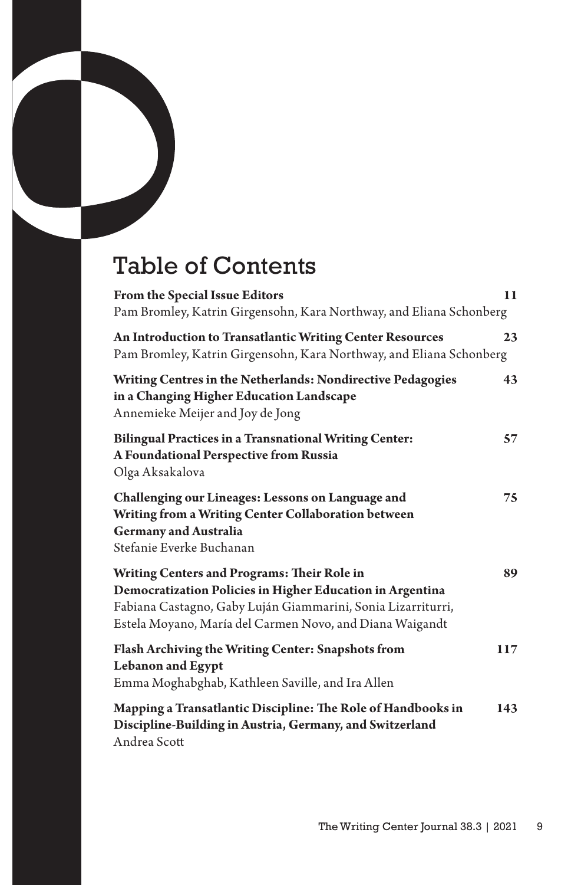# Table of Contents

**From the Special Issue Editors** **11**
Pam Bromley, Katrin Girgensohn, Kara Northway, and Eliana Schonberg

**An Introduction to Transatlantic Writing Center Resources** **23**
Pam Bromley, Katrin Girgensohn, Kara Northway, and Eliana Schonberg

**Writing Centres in the Netherlands: Nondirective Pedagogies in a Changing Higher Education Landscape** **43**
Annemieke Meijer and Joy de Jong

**Bilingual Practices in a Transnational Writing Center: A Foundational Perspective from Russia** **57**
Olga Aksakalova

**Challenging our Lineages: Lessons on Language and Writing from a Writing Center Collaboration between Germany and Australia** **75**
Stefanie Everke Buchanan

**Writing Centers and Programs: Their Role in Democratization Policies in Higher Education in Argentina** **89**
Fabiana Castagno, Gaby Luján Giammarini, Sonia Lizarriturri, Estela Moyano, María del Carmen Novo, and Diana Waigandt

**Flash Archiving the Writing Center: Snapshots from Lebanon and Egypt** **117**
Emma Moghabghab, Kathleen Saville, and Ira Allen

**Mapping a Transatlantic Discipline: The Role of Handbooks in Discipline-Building in Austria, Germany, and Switzerland** **143**
Andrea Scott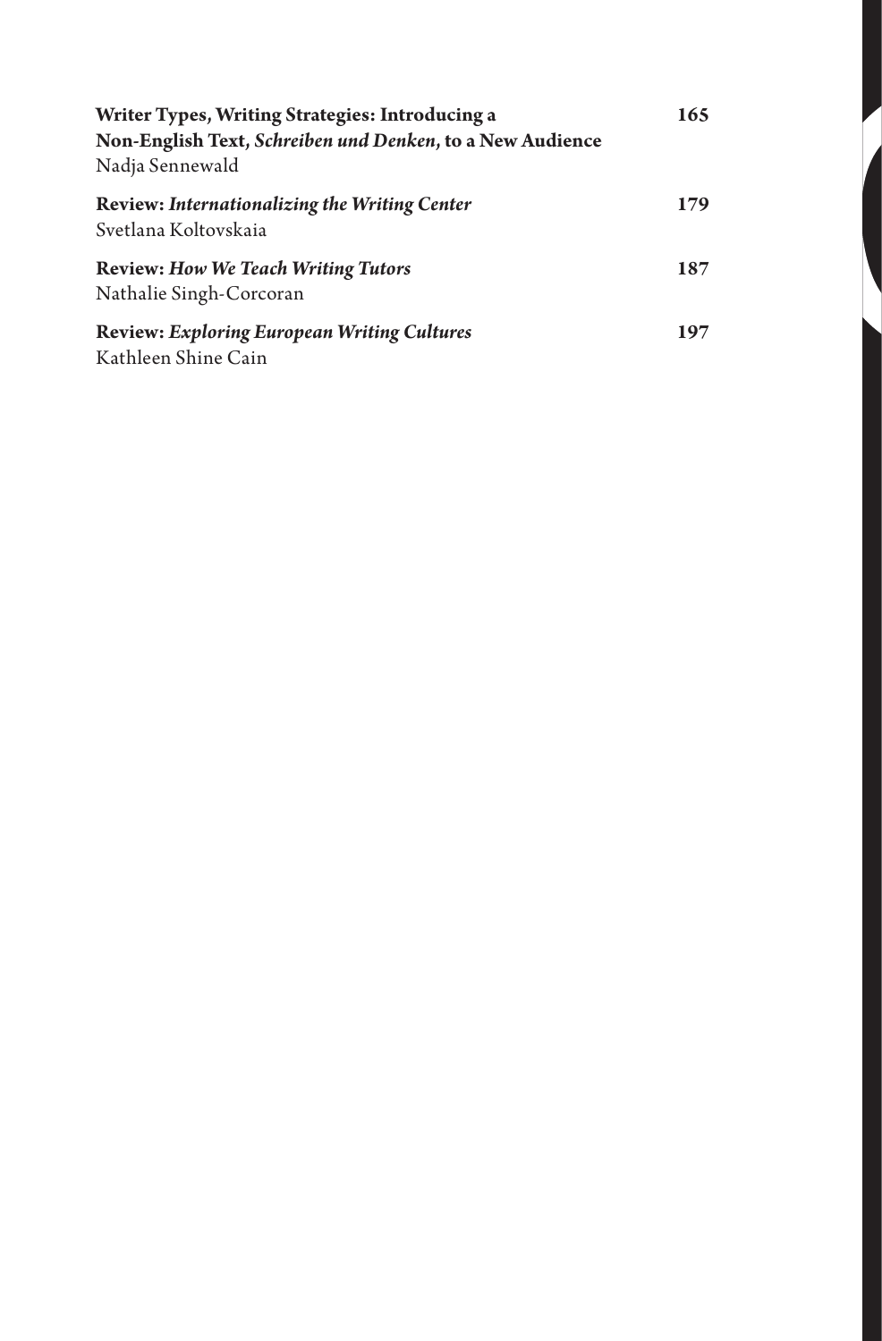**Writer Types, Writing Strategies: Introducing a Non-English Text, *Schreiben und Denken*, to a New Audience** **165**
Nadja Sennewald

**Review: *Internationalizing the Writing Center*** **179**
Svetlana Koltovskaia

**Review: *How We Teach Writing Tutors*** **187**
Nathalie Singh-Corcoran

**Review: *Exploring European Writing Cultures*** **197**
Kathleen Shine Cain